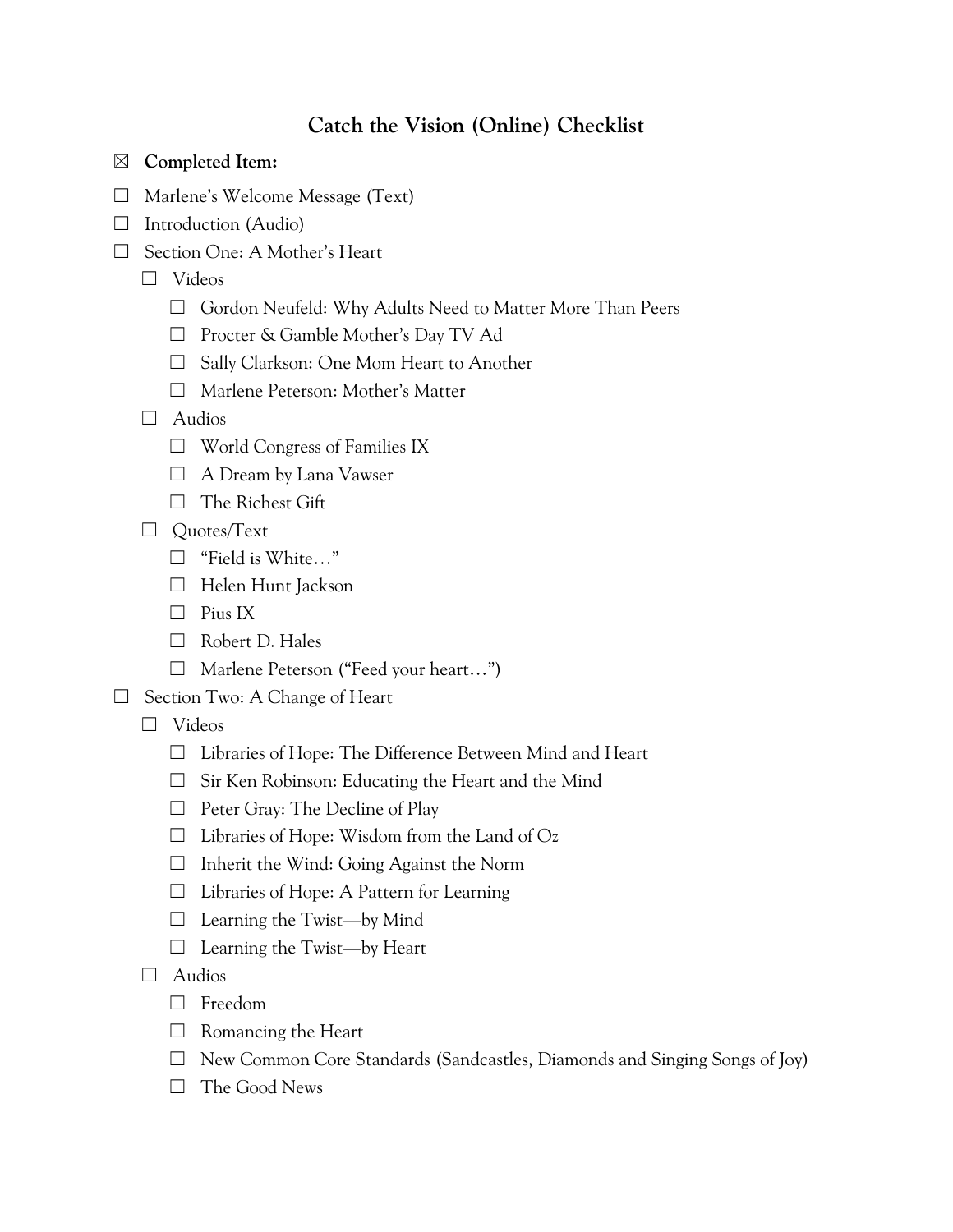# Catch the Vision (Online) Checklist

- ☒ **Completed Item:**
- ☐ Marlene's Welcome Message (Text)
- ☐ Introduction (Audio)
- ☐ Section One: A Mother's Heart
  - ☐ Videos
    - ☐ Gordon Neufeld: Why Adults Need to Matter More Than Peers
    - ☐ Procter & Gamble Mother's Day TV Ad
    - ☐ Sally Clarkson: One Mom Heart to Another
    - ☐ Marlene Peterson: Mother's Matter
  - ☐ Audios
    - ☐ World Congress of Families IX
    - ☐ A Dream by Lana Vawser
    - ☐ The Richest Gift
  - ☐ Quotes/Text
    - ☐ "Field is White…"
    - ☐ Helen Hunt Jackson
    - ☐ Pius IX
    - ☐ Robert D. Hales
    - ☐ Marlene Peterson ("Feed your heart…")
- ☐ Section Two: A Change of Heart
  - ☐ Videos
    - ☐ Libraries of Hope: The Difference Between Mind and Heart
    - ☐ Sir Ken Robinson: Educating the Heart and the Mind
    - ☐ Peter Gray: The Decline of Play
    - ☐ Libraries of Hope: Wisdom from the Land of Oz
    - ☐ Inherit the Wind: Going Against the Norm
    - ☐ Libraries of Hope: A Pattern for Learning
    - ☐ Learning the Twist—by Mind
    - ☐ Learning the Twist—by Heart
  - ☐ Audios
    - ☐ Freedom
    - ☐ Romancing the Heart
    - ☐ New Common Core Standards (Sandcastles, Diamonds and Singing Songs of Joy)
    - ☐ The Good News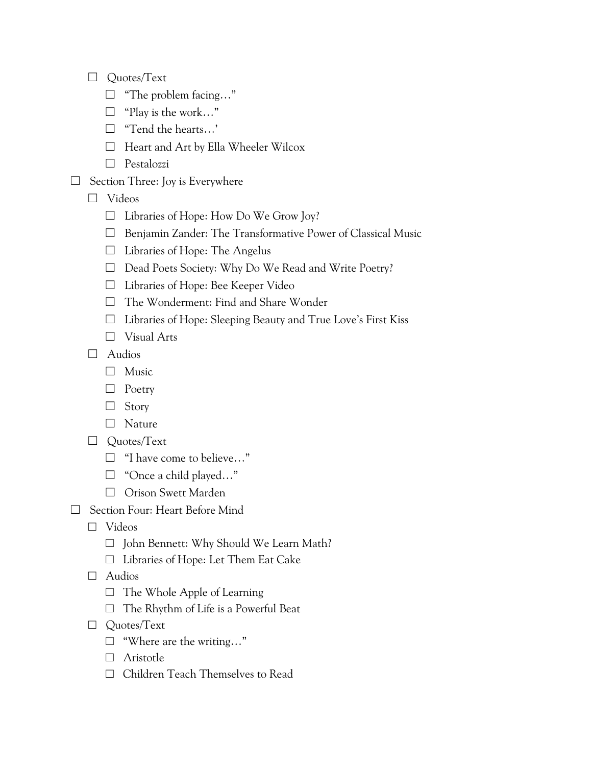- ☐ Quotes/Text
  - ☐ "The problem facing…"
  - ☐ "Play is the work…"
  - ☐ "Tend the hearts…'
  - ☐ Heart and Art by Ella Wheeler Wilcox
  - ☐ Pestalozzi
- ☐ Section Three: Joy is Everywhere
  - ☐ Videos
    - ☐ Libraries of Hope: How Do We Grow Joy?
    - ☐ Benjamin Zander: The Transformative Power of Classical Music
    - ☐ Libraries of Hope: The Angelus
    - ☐ Dead Poets Society: Why Do We Read and Write Poetry?
    - ☐ Libraries of Hope: Bee Keeper Video
    - ☐ The Wonderment: Find and Share Wonder
    - ☐ Libraries of Hope: Sleeping Beauty and True Love's First Kiss
    - ☐ Visual Arts
  - ☐ Audios
    - ☐ Music
    - ☐ Poetry
    - ☐ Story
    - ☐ Nature
  - ☐ Quotes/Text
    - ☐ "I have come to believe…"
    - ☐ "Once a child played…"
    - ☐ Orison Swett Marden
- ☐ Section Four: Heart Before Mind
  - ☐ Videos
    - ☐ John Bennett: Why Should We Learn Math?
    - ☐ Libraries of Hope: Let Them Eat Cake
  - ☐ Audios
    - ☐ The Whole Apple of Learning
    - ☐ The Rhythm of Life is a Powerful Beat
  - ☐ Quotes/Text
    - ☐ "Where are the writing…"
    - ☐ Aristotle
    - ☐ Children Teach Themselves to Read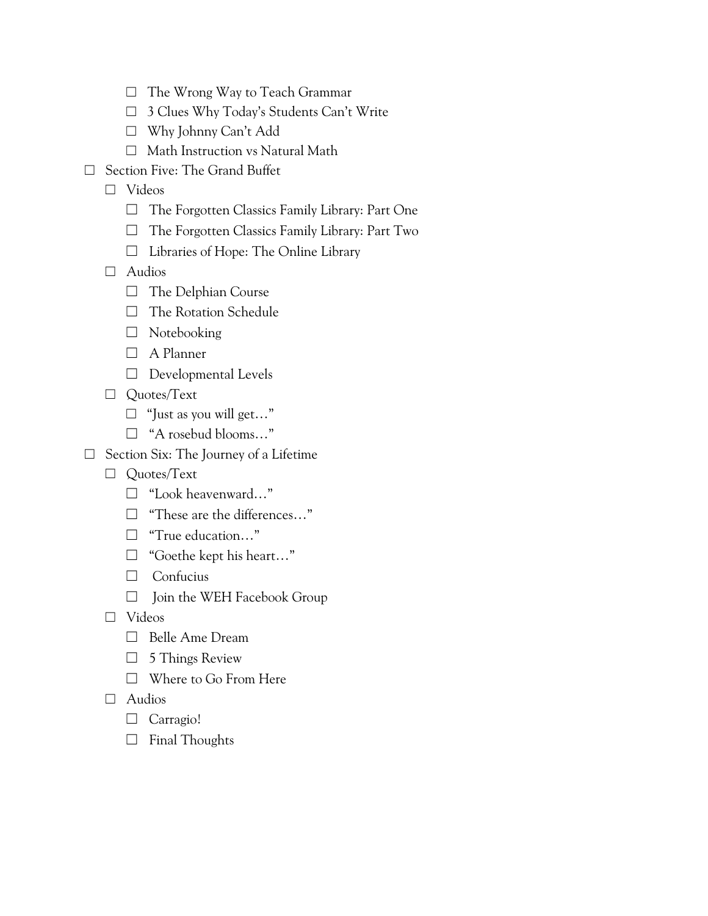- ☐ The Wrong Way to Teach Grammar
    - ☐ 3 Clues Why Today's Students Can't Write
    - ☐ Why Johnny Can't Add
    - ☐ Math Instruction vs Natural Math
- ☐ Section Five: The Grand Buffet
  - ☐ Videos
    - ☐ The Forgotten Classics Family Library: Part One
    - ☐ The Forgotten Classics Family Library: Part Two
    - ☐ Libraries of Hope: The Online Library
  - ☐ Audios
    - ☐ The Delphian Course
    - ☐ The Rotation Schedule
    - ☐ Notebooking
    - ☐ A Planner
    - ☐ Developmental Levels
  - ☐ Quotes/Text
    - ☐ "Just as you will get…"
    - ☐ "A rosebud blooms…"
- ☐ Section Six: The Journey of a Lifetime
  - ☐ Quotes/Text
    - ☐ "Look heavenward…"
    - ☐ "These are the differences…"
    - ☐ "True education…"
    - ☐ "Goethe kept his heart…"
    - ☐ Confucius
    - ☐ Join the WEH Facebook Group
  - ☐ Videos
    - ☐ Belle Ame Dream
    - ☐ 5 Things Review
    - ☐ Where to Go From Here
  - ☐ Audios
    - ☐ Carragio!
    - ☐ Final Thoughts